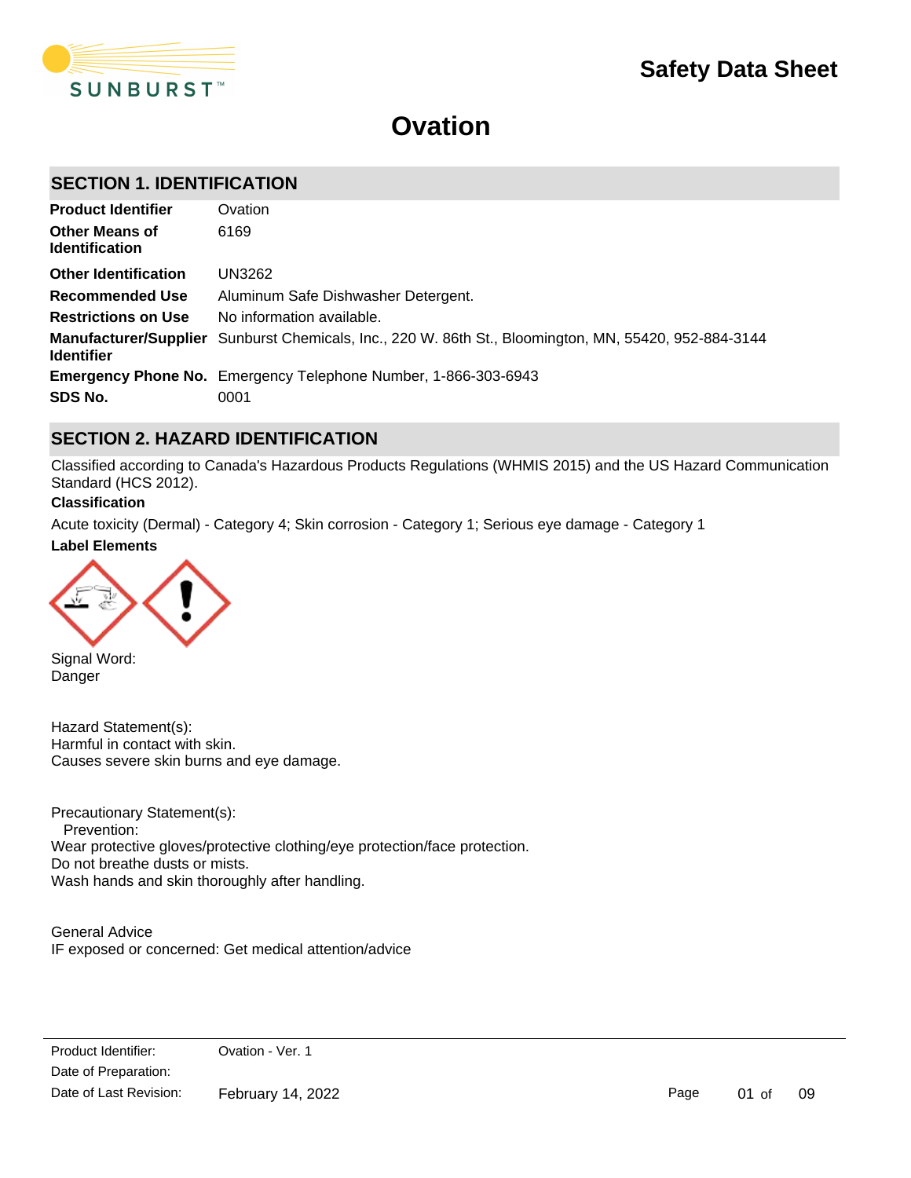# Safety Data Sheet

# Ovation

## SECTION 1. IDENTIFICATION

| | |
|---|---|
| **Product Identifier** | Ovation |
| **Other Means of Identification** | 6169 |
| **Other Identification** | UN3262 |
| **Recommended Use** | Aluminum Safe Dishwasher Detergent. |
| **Restrictions on Use** | No information available. |
| **Manufacturer/Supplier Identifier** | Sunburst Chemicals, Inc., 220 W. 86th St., Bloomington, MN, 55420, 952-884-3144 |
| **Emergency Phone No.** | Emergency Telephone Number, 1-866-303-6943 |
| **SDS No.** | 0001 |

## SECTION 2. HAZARD IDENTIFICATION

Classified according to Canada's Hazardous Products Regulations (WHMIS 2015) and the US Hazard Communication Standard (HCS 2012).

**Classification**

Acute toxicity (Dermal) - Category 4; Skin corrosion - Category 1; Serious eye damage - Category 1

**Label Elements**

Signal Word:
Danger

Hazard Statement(s):
Harmful in contact with skin.
Causes severe skin burns and eye damage.

Precautionary Statement(s):
Prevention:
Wear protective gloves/protective clothing/eye protection/face protection.
Do not breathe dusts or mists.
Wash hands and skin thoroughly after handling.

General Advice
IF exposed or concerned: Get medical attention/advice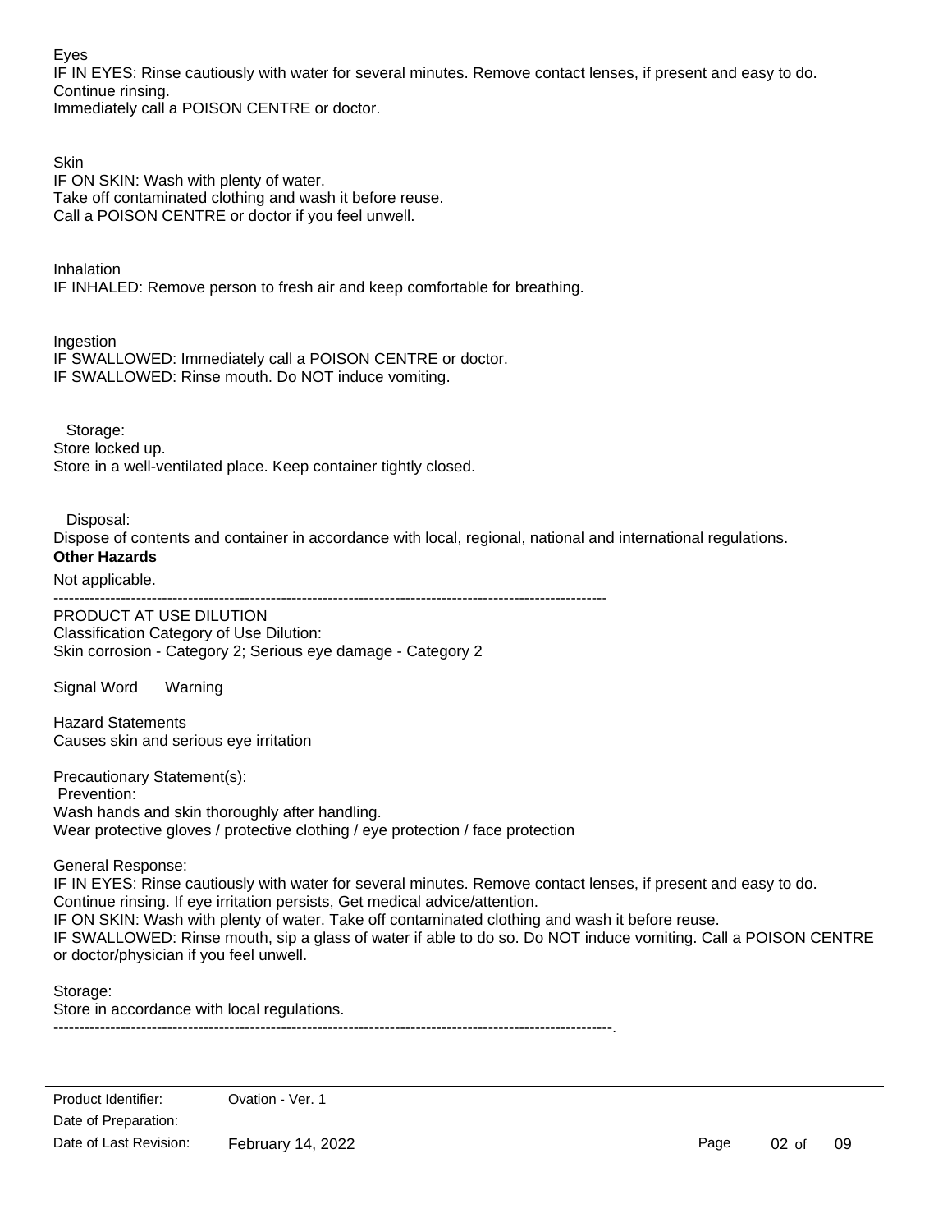Eyes

IF IN EYES: Rinse cautiously with water for several minutes. Remove contact lenses, if present and easy to do. Continue rinsing.

Immediately call a POISON CENTRE or doctor.

Skin

IF ON SKIN: Wash with plenty of water.

Take off contaminated clothing and wash it before reuse.

Call a POISON CENTRE or doctor if you feel unwell.

Inhalation

IF INHALED: Remove person to fresh air and keep comfortable for breathing.

Ingestion

IF SWALLOWED: Immediately call a POISON CENTRE or doctor.

IF SWALLOWED: Rinse mouth. Do NOT induce vomiting.

Storage:

Store locked up.

Store in a well-ventilated place. Keep container tightly closed.

Disposal:

Dispose of contents and container in accordance with local, regional, national and international regulations.

**Other Hazards**

Not applicable.

---

PRODUCT AT USE DILUTION

Classification Category of Use Dilution:

Skin corrosion - Category 2; Serious eye damage - Category 2

Signal Word Warning

Hazard Statements

Causes skin and serious eye irritation

Precautionary Statement(s):

Prevention:

Wash hands and skin thoroughly after handling.

Wear protective gloves / protective clothing / eye protection / face protection

General Response:

IF IN EYES: Rinse cautiously with water for several minutes. Remove contact lenses, if present and easy to do. Continue rinsing. If eye irritation persists, Get medical advice/attention.

IF ON SKIN: Wash with plenty of water. Take off contaminated clothing and wash it before reuse.

IF SWALLOWED: Rinse mouth, sip a glass of water if able to do so. Do NOT induce vomiting. Call a POISON CENTRE or doctor/physician if you feel unwell.

Storage:

Store in accordance with local regulations.

---

| Product Identifier: | Ovation - Ver. 1 |
| --- | --- |
| Date of Preparation: | |
| Date of Last Revision: | February 14, 2022 |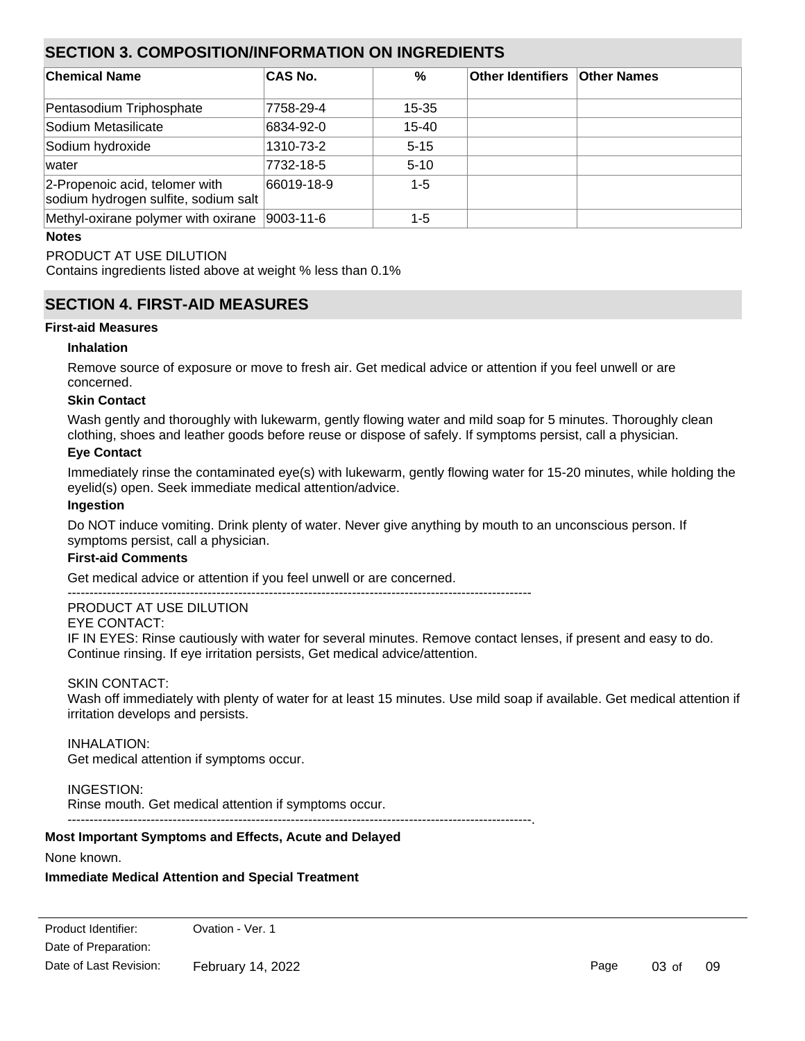## SECTION 3. COMPOSITION/INFORMATION ON INGREDIENTS

| Chemical Name | CAS No. | % | Other Identifiers | Other Names |
|---|---|---|---|---|
| Pentasodium Triphosphate | 7758-29-4 | 15-35 | | |
| Sodium Metasilicate | 6834-92-0 | 15-40 | | |
| Sodium hydroxide | 1310-73-2 | 5-15 | | |
| water | 7732-18-5 | 5-10 | | |
| 2-Propenoic acid, telomer with sodium hydrogen sulfite, sodium salt | 66019-18-9 | 1-5 | | |
| Methyl-oxirane polymer with oxirane | 9003-11-6 | 1-5 | | |

**Notes**

PRODUCT AT USE DILUTION
Contains ingredients listed above at weight % less than 0.1%

## SECTION 4. FIRST-AID MEASURES

**First-aid Measures**

**Inhalation**

Remove source of exposure or move to fresh air. Get medical advice or attention if you feel unwell or are concerned.

**Skin Contact**

Wash gently and thoroughly with lukewarm, gently flowing water and mild soap for 5 minutes. Thoroughly clean clothing, shoes and leather goods before reuse or dispose of safely. If symptoms persist, call a physician.

**Eye Contact**

Immediately rinse the contaminated eye(s) with lukewarm, gently flowing water for 15-20 minutes, while holding the eyelid(s) open. Seek immediate medical attention/advice.

**Ingestion**

Do NOT induce vomiting. Drink plenty of water. Never give anything by mouth to an unconscious person. If symptoms persist, call a physician.

**First-aid Comments**

Get medical advice or attention if you feel unwell or are concerned.

----------------------------------------------------------------------------------------------------------

PRODUCT AT USE DILUTION

EYE CONTACT:
IF IN EYES: Rinse cautiously with water for several minutes. Remove contact lenses, if present and easy to do. Continue rinsing. If eye irritation persists, Get medical advice/attention.

SKIN CONTACT:
Wash off immediately with plenty of water for at least 15 minutes. Use mild soap if available. Get medical attention if irritation develops and persists.

INHALATION:
Get medical attention if symptoms occur.

INGESTION:
Rinse mouth. Get medical attention if symptoms occur.

----------------------------------------------------------------------------------------------------------.

**Most Important Symptoms and Effects, Acute and Delayed**

None known.

**Immediate Medical Attention and Special Treatment**

| Product Identifier: | Ovation - Ver. 1 |
|---|---|
| Date of Preparation: | |
| Date of Last Revision: | February 14, 2022 |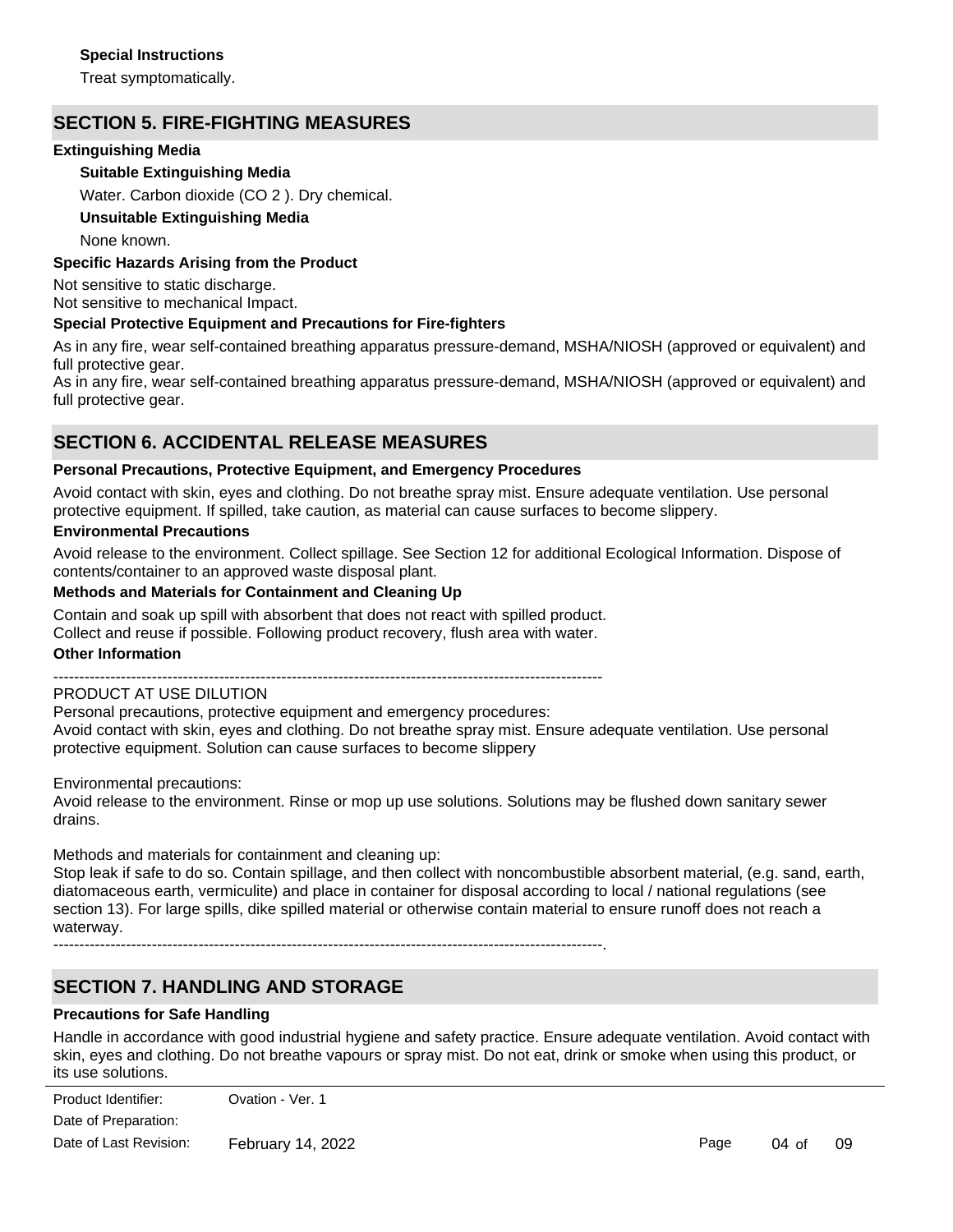**Special Instructions**

Treat symptomatically.

## SECTION 5. FIRE-FIGHTING MEASURES

**Extinguishing Media**

**Suitable Extinguishing Media**

Water. Carbon dioxide ($CO_2$). Dry chemical.

**Unsuitable Extinguishing Media**

None known.

**Specific Hazards Arising from the Product**

Not sensitive to static discharge.
Not sensitive to mechanical Impact.

**Special Protective Equipment and Precautions for Fire-fighters**

As in any fire, wear self-contained breathing apparatus pressure-demand, MSHA/NIOSH (approved or equivalent) and full protective gear.
As in any fire, wear self-contained breathing apparatus pressure-demand, MSHA/NIOSH (approved or equivalent) and full protective gear.

## SECTION 6. ACCIDENTAL RELEASE MEASURES

**Personal Precautions, Protective Equipment, and Emergency Procedures**

Avoid contact with skin, eyes and clothing. Do not breathe spray mist. Ensure adequate ventilation. Use personal protective equipment. If spilled, take caution, as material can cause surfaces to become slippery.

**Environmental Precautions**

Avoid release to the environment. Collect spillage. See Section 12 for additional Ecological Information. Dispose of contents/container to an approved waste disposal plant.

**Methods and Materials for Containment and Cleaning Up**

Contain and soak up spill with absorbent that does not react with spilled product.
Collect and reuse if possible. Following product recovery, flush area with water.

**Other Information**

----------------------------------------------------------------------------------------------------------
PRODUCT AT USE DILUTION
Personal precautions, protective equipment and emergency procedures:
Avoid contact with skin, eyes and clothing. Do not breathe spray mist. Ensure adequate ventilation. Use personal protective equipment. Solution can cause surfaces to become slippery

Environmental precautions:
Avoid release to the environment. Rinse or mop up use solutions. Solutions may be flushed down sanitary sewer drains.

Methods and materials for containment and cleaning up:
Stop leak if safe to do so. Contain spillage, and then collect with noncombustible absorbent material, (e.g. sand, earth, diatomaceous earth, vermiculite) and place in container for disposal according to local / national regulations (see section 13). For large spills, dike spilled material or otherwise contain material to ensure runoff does not reach a waterway.
----------------------------------------------------------------------------------------------------------.

## SECTION 7. HANDLING AND STORAGE

**Precautions for Safe Handling**

Handle in accordance with good industrial hygiene and safety practice. Ensure adequate ventilation. Avoid contact with skin, eyes and clothing. Do not breathe vapours or spray mist. Do not eat, drink or smoke when using this product, or its use solutions.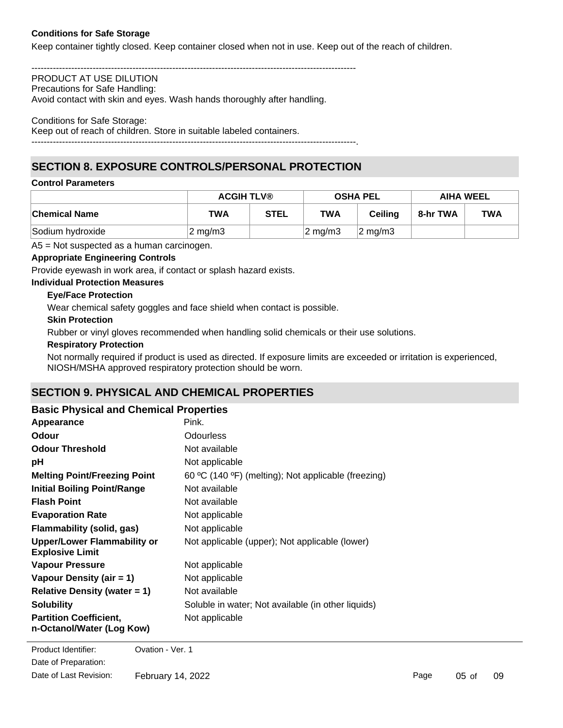**Conditions for Safe Storage**

Keep container tightly closed. Keep container closed when not in use. Keep out of the reach of children.

----------------------------------------------------------------------------------------------------------

PRODUCT AT USE DILUTION

Precautions for Safe Handling:

Avoid contact with skin and eyes. Wash hands thoroughly after handling.

Conditions for Safe Storage:

Keep out of reach of children. Store in suitable labeled containers.

----------------------------------------------------------------------------------------------------------.

## SECTION 8. EXPOSURE CONTROLS/PERSONAL PROTECTION

**Control Parameters**

| | ACGIH TLV® | | OSHA PEL | | AIHA WEEL | |
|---|---|---|---|---|---|---|
| **Chemical Name** | **TWA** | **STEL** | **TWA** | **Ceiling** | **8-hr TWA** | **TWA** |
| Sodium hydroxide | 2 mg/m3 | | 2 mg/m3 | 2 mg/m3 | | |

A5 = Not suspected as a human carcinogen.

**Appropriate Engineering Controls**

Provide eyewash in work area, if contact or splash hazard exists.

**Individual Protection Measures**

**Eye/Face Protection**

Wear chemical safety goggles and face shield when contact is possible.

**Skin Protection**

Rubber or vinyl gloves recommended when handling solid chemicals or their use solutions.

**Respiratory Protection**

Not normally required if product is used as directed. If exposure limits are exceeded or irritation is experienced, NIOSH/MSHA approved respiratory protection should be worn.

## SECTION 9. PHYSICAL AND CHEMICAL PROPERTIES

### Basic Physical and Chemical Properties

| | |
|---|---|
| **Appearance** | Pink. |
| **Odour** | Odourless |
| **Odour Threshold** | Not available |
| **pH** | Not applicable |
| **Melting Point/Freezing Point** | 60 ºC (140 ºF) (melting); Not applicable (freezing) |
| **Initial Boiling Point/Range** | Not available |
| **Flash Point** | Not available |
| **Evaporation Rate** | Not applicable |
| **Flammability (solid, gas)** | Not applicable |
| **Upper/Lower Flammability or Explosive Limit** | Not applicable (upper); Not applicable (lower) |
| **Vapour Pressure** | Not applicable |
| **Vapour Density (air = 1)** | Not applicable |
| **Relative Density (water = 1)** | Not available |
| **Solubility** | Soluble in water; Not available (in other liquids) |
| **Partition Coefficient, n-Octanol/Water (Log Kow)** | Not applicable |

Product Identifier: Ovation - Ver. 1
Date of Preparation:
Date of Last Revision: February 14, 2022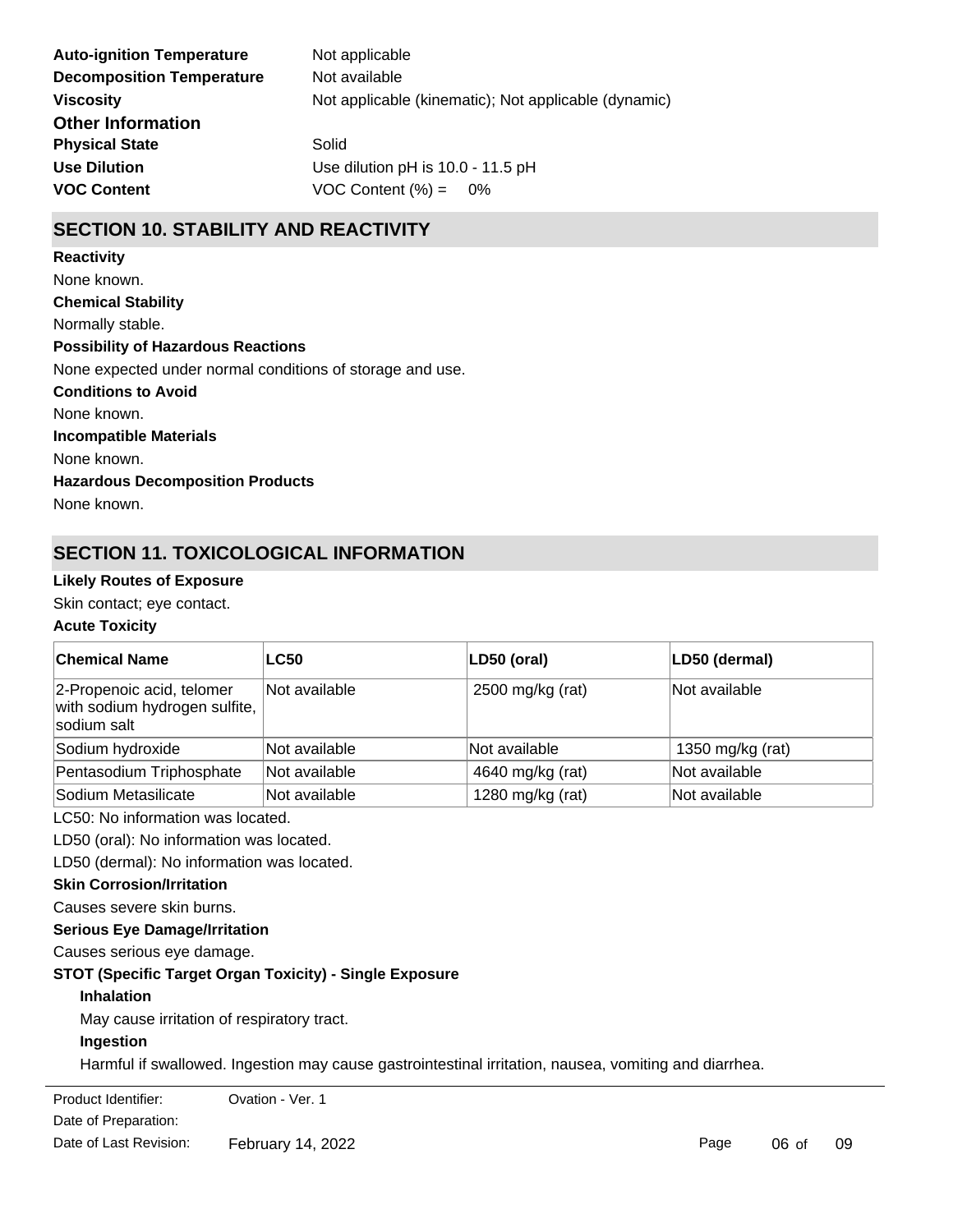| | |
|---|---|
| **Auto-ignition Temperature** | Not applicable |
| **Decomposition Temperature** | Not available |
| **Viscosity** | Not applicable (kinematic); Not applicable (dynamic) |

### Other Information

| | |
|---|---|
| **Physical State** | Solid |
| **Use Dilution** | Use dilution pH is 10.0 - 11.5 pH |
| **VOC Content** | VOC Content (%) = 0% |

## SECTION 10. STABILITY AND REACTIVITY

**Reactivity**

None known.

**Chemical Stability**

Normally stable.

**Possibility of Hazardous Reactions**

None expected under normal conditions of storage and use.

**Conditions to Avoid**

None known.

**Incompatible Materials**

None known.

**Hazardous Decomposition Products**

None known.

## SECTION 11. TOXICOLOGICAL INFORMATION

**Likely Routes of Exposure**

Skin contact; eye contact.

**Acute Toxicity**

| Chemical Name | LC50 | LD50 (oral) | LD50 (dermal) |
|---|---|---|---|
| 2-Propenoic acid, telomer with sodium hydrogen sulfite, sodium salt | Not available | 2500 mg/kg (rat) | Not available |
| Sodium hydroxide | Not available | Not available | 1350 mg/kg (rat) |
| Pentasodium Triphosphate | Not available | 4640 mg/kg (rat) | Not available |
| Sodium Metasilicate | Not available | 1280 mg/kg (rat) | Not available |

LC50: No information was located.

LD50 (oral): No information was located.

LD50 (dermal): No information was located.

**Skin Corrosion/Irritation**

Causes severe skin burns.

**Serious Eye Damage/Irritation**

Causes serious eye damage.

**STOT (Specific Target Organ Toxicity) - Single Exposure**

**Inhalation**

May cause irritation of respiratory tract.

**Ingestion**

Harmful if swallowed. Ingestion may cause gastrointestinal irritation, nausea, vomiting and diarrhea.

| | |
|---|---|
| Product Identifier: | Ovation - Ver. 1 |
| Date of Preparation: | |
| Date of Last Revision: | February 14, 2022 |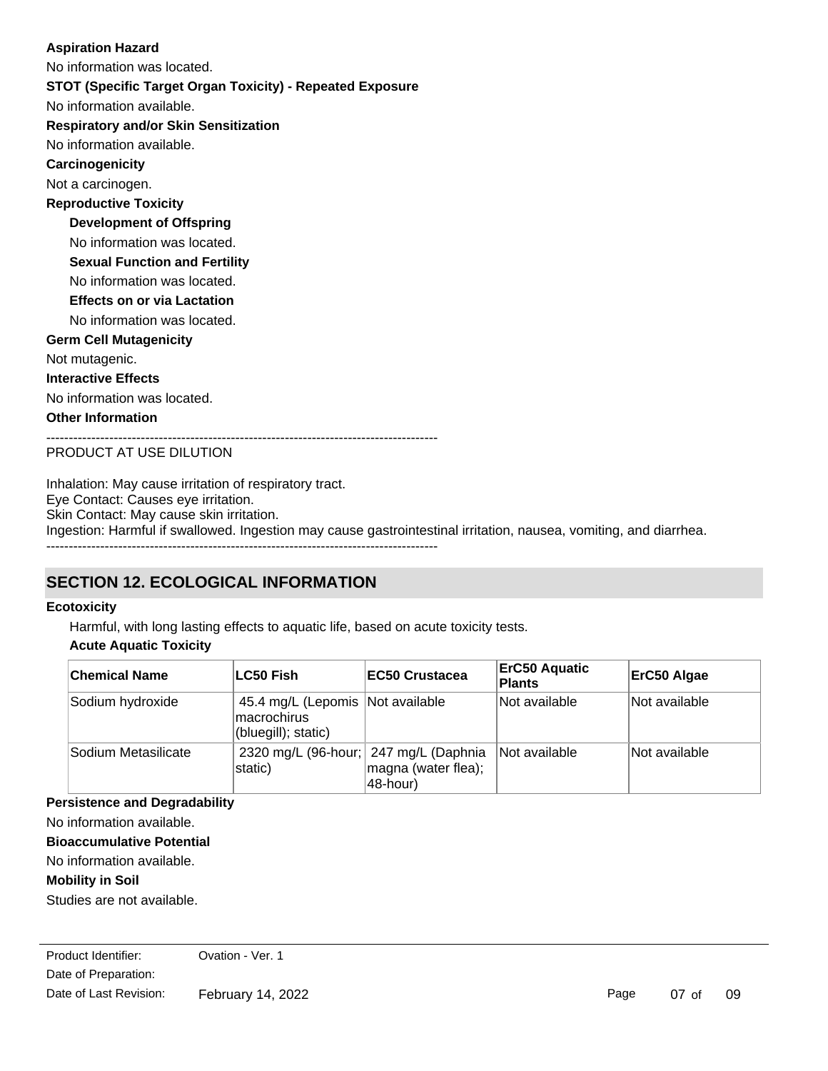**Aspiration Hazard**

No information was located.

**STOT (Specific Target Organ Toxicity) - Repeated Exposure**

No information available.

**Respiratory and/or Skin Sensitization**

No information available.

**Carcinogenicity**

Not a carcinogen.

**Reproductive Toxicity**

**Development of Offspring**

No information was located.

**Sexual Function and Fertility**

No information was located.

**Effects on or via Lactation**

No information was located.

**Germ Cell Mutagenicity**

Not mutagenic.

**Interactive Effects**

No information was located.

**Other Information**

---------------------------------------------------------------------------------------

PRODUCT AT USE DILUTION

Inhalation: May cause irritation of respiratory tract.
Eye Contact: Causes eye irritation.
Skin Contact: May cause skin irritation.
Ingestion: Harmful if swallowed. Ingestion may cause gastrointestinal irritation, nausea, vomiting, and diarrhea.

---------------------------------------------------------------------------------------

## SECTION 12. ECOLOGICAL INFORMATION

**Ecotoxicity**

Harmful, with long lasting effects to aquatic life, based on acute toxicity tests.

**Acute Aquatic Toxicity**

| Chemical Name | LC50 Fish | EC50 Crustacea | ErC50 Aquatic Plants | ErC50 Algae |
|---|---|---|---|---|
| Sodium hydroxide | 45.4 mg/L (Lepomis macrochirus (bluegill); static) | Not available | Not available | Not available |
| Sodium Metasilicate | 2320 mg/L (96-hour; static) | 247 mg/L (Daphnia magna (water flea); 48-hour) | Not available | Not available |

**Persistence and Degradability**

No information available.

**Bioaccumulative Potential**

No information available.

**Mobility in Soil**

Studies are not available.

Product Identifier: Ovation - Ver. 1
Date of Preparation:
Date of Last Revision: February 14, 2022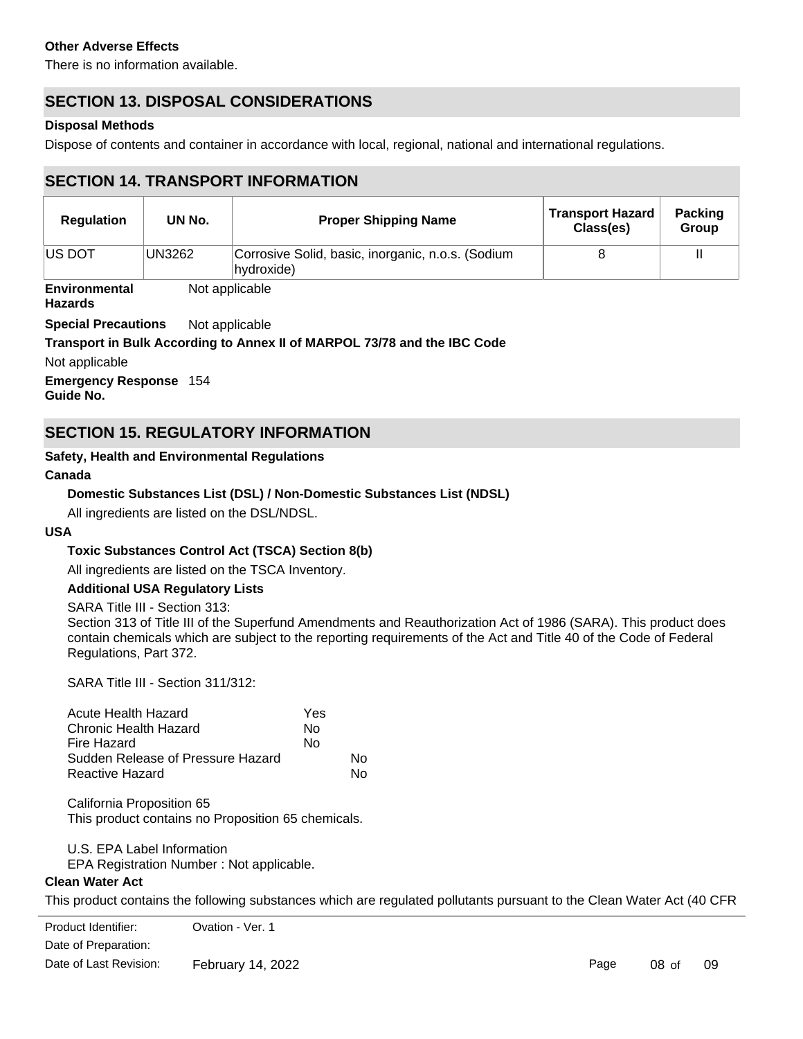**Other Adverse Effects**

There is no information available.

## SECTION 13. DISPOSAL CONSIDERATIONS

**Disposal Methods**

Dispose of contents and container in accordance with local, regional, national and international regulations.

## SECTION 14. TRANSPORT INFORMATION

| Regulation | UN No. | Proper Shipping Name | Transport Hazard Class(es) | Packing Group |
|---|---|---|---|---|
| US DOT | UN3262 | Corrosive Solid, basic, inorganic, n.o.s. (Sodium hydroxide) | 8 | II |

**Environmental Hazards** Not applicable

**Special Precautions** Not applicable

**Transport in Bulk According to Annex II of MARPOL 73/78 and the IBC Code**

Not applicable

**Emergency Response Guide No.** 154

## SECTION 15. REGULATORY INFORMATION

**Safety, Health and Environmental Regulations**

**Canada**

**Domestic Substances List (DSL) / Non-Domestic Substances List (NDSL)**

All ingredients are listed on the DSL/NDSL.

**USA**

**Toxic Substances Control Act (TSCA) Section 8(b)**

All ingredients are listed on the TSCA Inventory.

**Additional USA Regulatory Lists**

SARA Title III - Section 313:

Section 313 of Title III of the Superfund Amendments and Reauthorization Act of 1986 (SARA). This product does contain chemicals which are subject to the reporting requirements of the Act and Title 40 of the Code of Federal Regulations, Part 372.

SARA Title III - Section 311/312:

| | |
|---|---|
| Acute Health Hazard | Yes |
| Chronic Health Hazard | No |
| Fire Hazard | No |
| Sudden Release of Pressure Hazard | No |
| Reactive Hazard | No |

California Proposition 65

This product contains no Proposition 65 chemicals.

U.S. EPA Label Information

EPA Registration Number : Not applicable.

**Clean Water Act**

This product contains the following substances which are regulated pollutants pursuant to the Clean Water Act (40 CFR

Product Identifier: Ovation - Ver. 1

Date of Preparation:

Date of Last Revision: February 14, 2022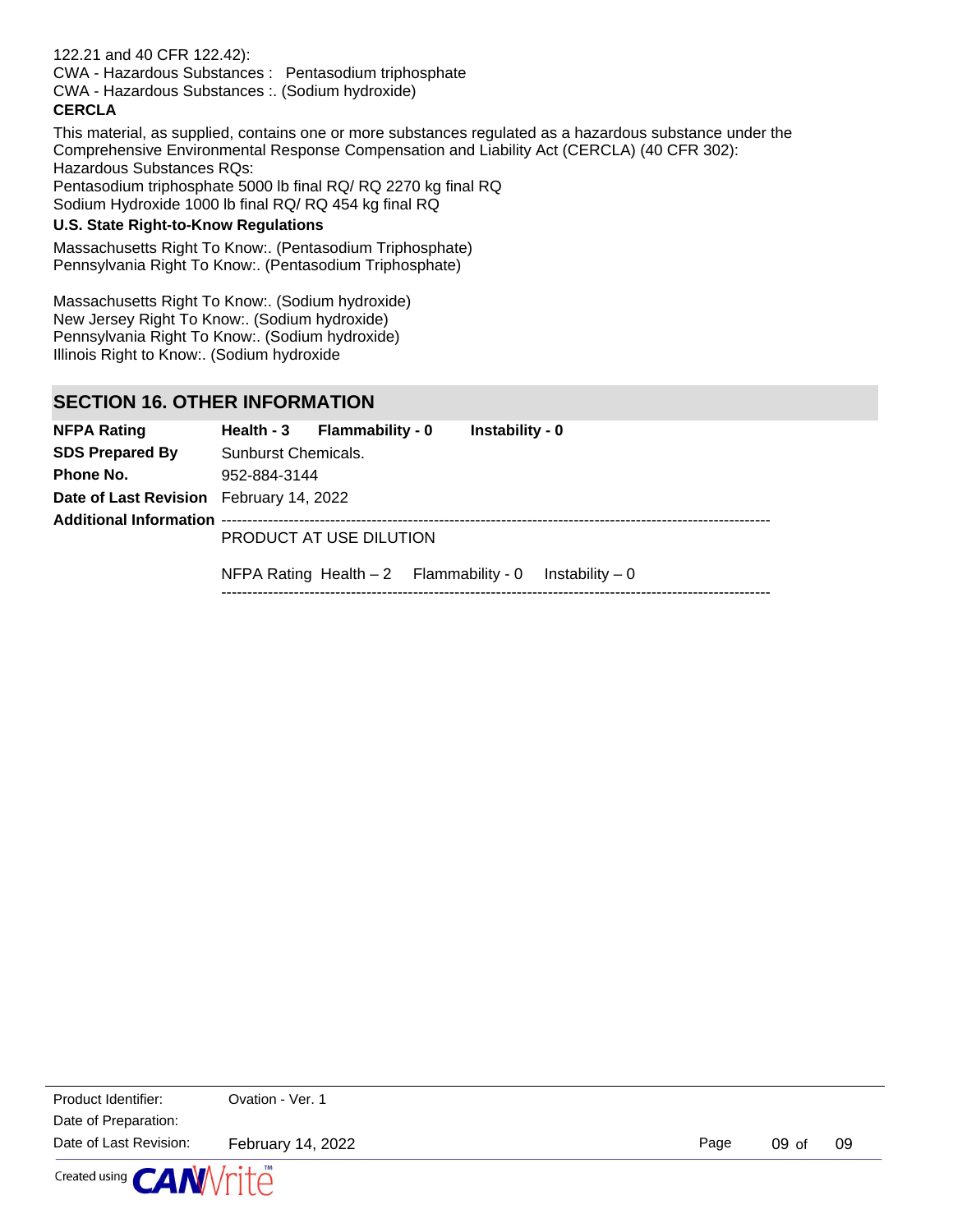122.21 and 40 CFR 122.42):
CWA - Hazardous Substances : Pentasodium triphosphate
CWA - Hazardous Substances :. (Sodium hydroxide)

**CERCLA**

This material, as supplied, contains one or more substances regulated as a hazardous substance under the Comprehensive Environmental Response Compensation and Liability Act (CERCLA) (40 CFR 302):
Hazardous Substances RQs:
Pentasodium triphosphate 5000 lb final RQ/ RQ 2270 kg final RQ
Sodium Hydroxide 1000 lb final RQ/ RQ 454 kg final RQ

**U.S. State Right-to-Know Regulations**

Massachusetts Right To Know:. (Pentasodium Triphosphate)
Pennsylvania Right To Know:. (Pentasodium Triphosphate)

Massachusetts Right To Know:. (Sodium hydroxide)
New Jersey Right To Know:. (Sodium hydroxide)
Pennsylvania Right To Know:. (Sodium hydroxide)
Illinois Right to Know:. (Sodium hydroxide

## SECTION 16. OTHER INFORMATION

**NFPA Rating** **Health - 3** **Flammability - 0** **Instability - 0**

**SDS Prepared By** Sunburst Chemicals.

**Phone No.** 952-884-3144

**Date of Last Revision** February 14, 2022

**Additional Information** ----------------------------------------------------------------------------------------------------

PRODUCT AT USE DILUTION

NFPA Rating Health – 2 Flammability - 0 Instability – 0

----------------------------------------------------------------------------------------------------

Product Identifier: Ovation - Ver. 1
Date of Preparation:
Date of Last Revision: February 14, 2022